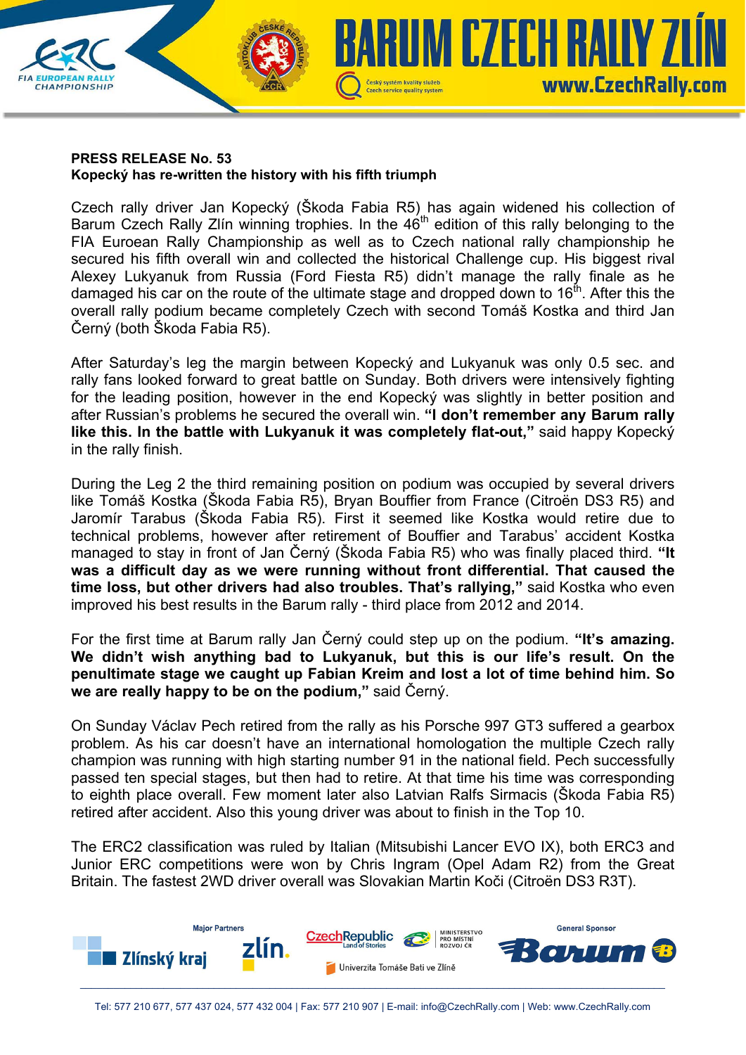**PRESS RELEASE No. 53**
**Kopecký has re-written the history with his fifth triumph**

Czech rally driver Jan Kopecký (Škoda Fabia R5) has again widened his collection of Barum Czech Rally Zlín winning trophies. In the 46th edition of this rally belonging to the FIA Euroean Rally Championship as well as to Czech national rally championship he secured his fifth overall win and collected the historical Challenge cup. His biggest rival Alexey Lukyanuk from Russia (Ford Fiesta R5) didn't manage the rally finale as he damaged his car on the route of the ultimate stage and dropped down to 16th. After this the overall rally podium became completely Czech with second Tomáš Kostka and third Jan Černý (both Škoda Fabia R5).

After Saturday's leg the margin between Kopecký and Lukyanuk was only 0.5 sec. and rally fans looked forward to great battle on Sunday. Both drivers were intensively fighting for the leading position, however in the end Kopecký was slightly in better position and after Russian's problems he secured the overall win. **"I don't remember any Barum rally like this. In the battle with Lukyanuk it was completely flat-out,"** said happy Kopecký in the rally finish.

During the Leg 2 the third remaining position on podium was occupied by several drivers like Tomáš Kostka (Škoda Fabia R5), Bryan Bouffier from France (Citroën DS3 R5) and Jaromír Tarabus (Škoda Fabia R5). First it seemed like Kostka would retire due to technical problems, however after retirement of Bouffier and Tarabus' accident Kostka managed to stay in front of Jan Černý (Škoda Fabia R5) who was finally placed third. **"It was a difficult day as we were running without front differential. That caused the time loss, but other drivers had also troubles. That's rallying,"** said Kostka who even improved his best results in the Barum rally - third place from 2012 and 2014.

For the first time at Barum rally Jan Černý could step up on the podium. **"It's amazing. We didn't wish anything bad to Lukyanuk, but this is our life's result. On the penultimate stage we caught up Fabian Kreim and lost a lot of time behind him. So we are really happy to be on the podium,"** said Černý.

On Sunday Václav Pech retired from the rally as his Porsche 997 GT3 suffered a gearbox problem. As his car doesn't have an international homologation the multiple Czech rally champion was running with high starting number 91 in the national field. Pech successfully passed ten special stages, but then had to retire. At that time his time was corresponding to eighth place overall. Few moment later also Latvian Ralfs Sirmacis (Škoda Fabia R5) retired after accident. Also this young driver was about to finish in the Top 10.

The ERC2 classification was ruled by Italian (Mitsubishi Lancer EVO IX), both ERC3 and Junior ERC competitions were won by Chris Ingram (Opel Adam R2) from the Great Britain. The fastest 2WD driver overall was Slovakian Martin Koči (Citroën DS3 R3T).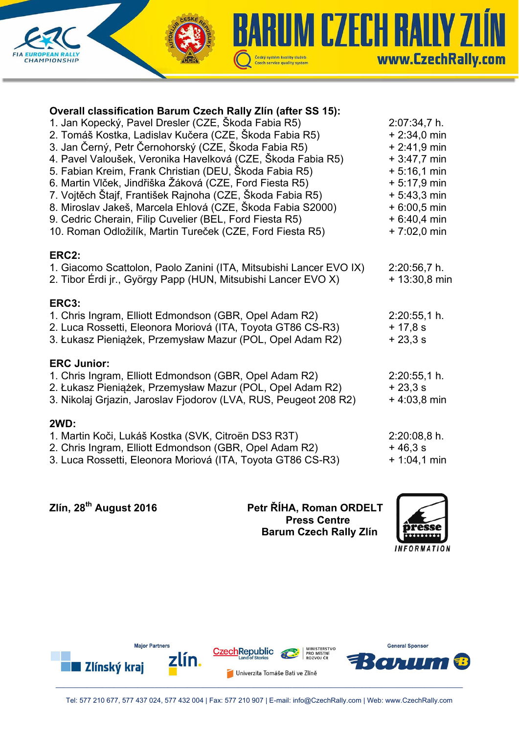**Overall classification Barum Czech Rally Zlín (after SS 15):**

| | |
|---|---|
| 1. Jan Kopecký, Pavel Dresler (CZE, Škoda Fabia R5) | 2:07:34,7 h. |
| 2. Tomáš Kostka, Ladislav Kučera (CZE, Škoda Fabia R5) | + 2:34,0 min |
| 3. Jan Černý, Petr Černohorský (CZE, Škoda Fabia R5) | + 2:41,9 min |
| 4. Pavel Valoušek, Veronika Havelková (CZE, Škoda Fabia R5) | + 3:47,7 min |
| 5. Fabian Kreim, Frank Christian (DEU, Škoda Fabia R5) | + 5:16,1 min |
| 6. Martin Vlček, Jindřiška Žáková (CZE, Ford Fiesta R5) | + 5:17,9 min |
| 7. Vojtěch Štajf, František Rajnoha (CZE, Škoda Fabia R5) | + 5:43,3 min |
| 8. Miroslav Jakeš, Marcela Ehlová (CZE, Škoda Fabia S2000) | + 6:00,5 min |
| 9. Cedric Cherain, Filip Cuvelier (BEL, Ford Fiesta R5) | + 6:40,4 min |
| 10. Roman Odložilík, Martin Tureček (CZE, Ford Fiesta R5) | + 7:02,0 min |

**ERC2:**

| | |
|---|---|
| 1. Giacomo Scattolon, Paolo Zanini (ITA, Mitsubishi Lancer EVO IX) | 2:20:56,7 h. |
| 2. Tibor Érdi jr., György Papp (HUN, Mitsubishi Lancer EVO X) | + 13:30,8 min |

**ERC3:**

| | |
|---|---|
| 1. Chris Ingram, Elliott Edmondson (GBR, Opel Adam R2) | 2:20:55,1 h. |
| 2. Luca Rossetti, Eleonora Moriová (ITA, Toyota GT86 CS-R3) | + 17,8 s |
| 3. Łukasz Pieniążek, Przemysław Mazur (POL, Opel Adam R2) | + 23,3 s |

**ERC Junior:**

| | |
|---|---|
| 1. Chris Ingram, Elliott Edmondson (GBR, Opel Adam R2) | 2:20:55,1 h. |
| 2. Łukasz Pieniążek, Przemysław Mazur (POL, Opel Adam R2) | + 23,3 s |
| 3. Nikolaj Grjazin, Jaroslav Fjodorov (LVA, RUS, Peugeot 208 R2) | + 4:03,8 min |

**2WD:**

| | |
|---|---|
| 1. Martin Koči, Lukáš Kostka (SVK, Citroën DS3 R3T) | 2:20:08,8 h. |
| 2. Chris Ingram, Elliott Edmondson (GBR, Opel Adam R2) | + 46,3 s |
| 3. Luca Rossetti, Eleonora Moriová (ITA, Toyota GT86 CS-R3) | + 1:04,1 min |

**Zlín, 28th August 2016**

**Petr ŘÍHA, Roman ORDELT**
**Press Centre**
**Barum Czech Rally Zlín**

Tel: 577 210 677, 577 437 024, 577 432 004 | Fax: 577 210 907 | E-mail: info@CzechRally.com | Web: www.CzechRally.com